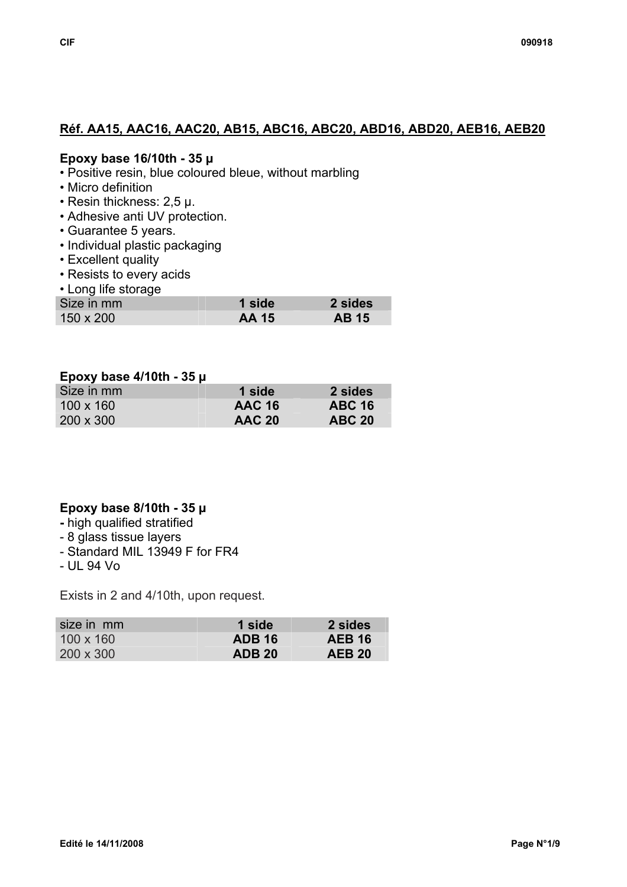## Réf. AA15, AAC16, AAC20, AB15, ABC16, ABC20, ABD16, ABD20, AEB16, AEB20

### Epoxy base 16/10th - 35 µ

- Positive resin, blue coloured bleue, without marbling
- Micro definition
- Resin thickness: 2,5 µ.
- Adhesive anti UV protection.
- Guarantee 5 years.
- Individual plastic packaging
- Excellent quality
- Resists to every acids
- Long life storage

| Size in mm | 1 side | 2 sides |
|---|---|---|
| 150 x 200 | **AA 15** | **AB 15** |

### Epoxy base 4/10th - 35 µ

| Size in mm | 1 side | 2 sides |
|---|---|---|
| 100 x 160 | **AAC 16** | **ABC 16** |
| 200 x 300 | **AAC 20** | **ABC 20** |

### Epoxy base 8/10th - 35 µ

- high qualified stratified
- 8 glass tissue layers
- Standard MIL 13949 F for FR4
- UL 94 Vo

Exists in 2 and 4/10th, upon request.

| size in mm | 1 side | 2 sides |
|---|---|---|
| 100 x 160 | **ADB 16** | **AEB 16** |
| 200 x 300 | **ADB 20** | **AEB 20** |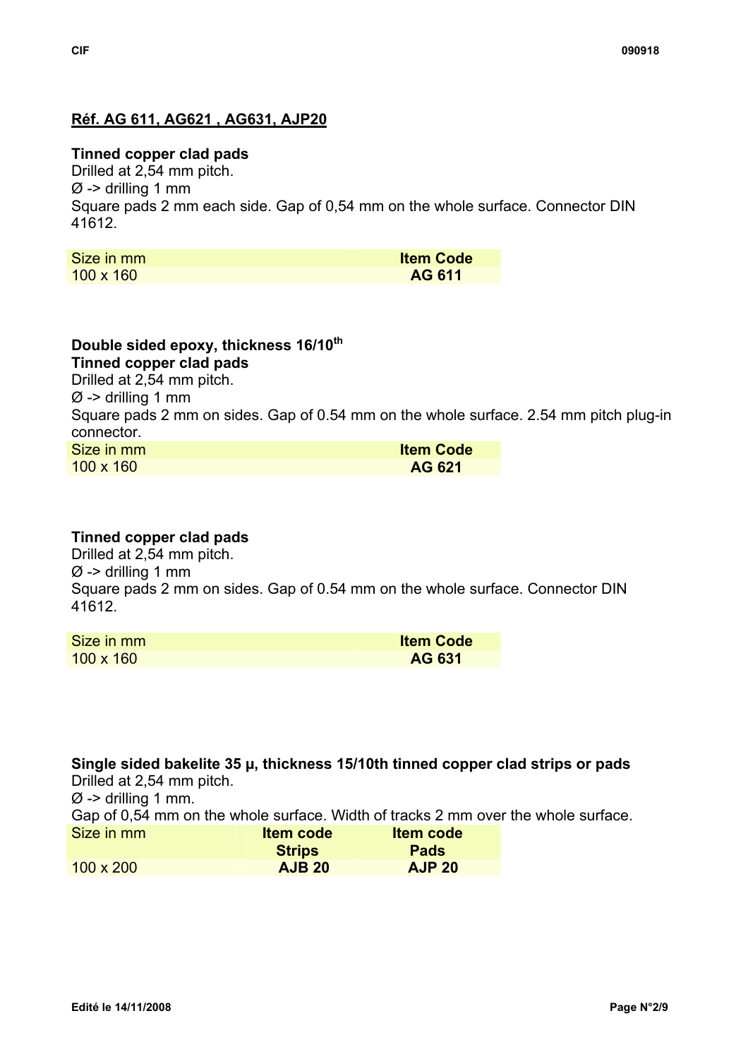## Réf. AG 611, AG621 , AG631, AJP20

**Tinned copper clad pads**
Drilled at 2,54 mm pitch.
Ø -> drilling 1 mm
Square pads 2 mm each side. Gap of 0,54 mm on the whole surface. Connector DIN 41612.

| Size in mm | Item Code |
|---|---|
| 100 x 160 | **AG 611** |

**Double sided epoxy, thickness 16/10th**
**Tinned copper clad pads**
Drilled at 2,54 mm pitch.
Ø -> drilling 1 mm
Square pads 2 mm on sides. Gap of 0.54 mm on the whole surface. 2.54 mm pitch plug-in connector.

| Size in mm | Item Code |
|---|---|
| 100 x 160 | **AG 621** |

**Tinned copper clad pads**
Drilled at 2,54 mm pitch.
Ø -> drilling 1 mm
Square pads 2 mm on sides. Gap of 0.54 mm on the whole surface. Connector DIN 41612.

| Size in mm | Item Code |
|---|---|
| 100 x 160 | **AG 631** |

**Single sided bakelite 35 µ, thickness 15/10th tinned copper clad strips or pads**
Drilled at 2,54 mm pitch.
Ø -> drilling 1 mm.
Gap of 0,54 mm on the whole surface. Width of tracks 2 mm over the whole surface.

| Size in mm | Item code Strips | Item code Pads |
|---|---|---|
| 100 x 200 | **AJB 20** | **AJP 20** |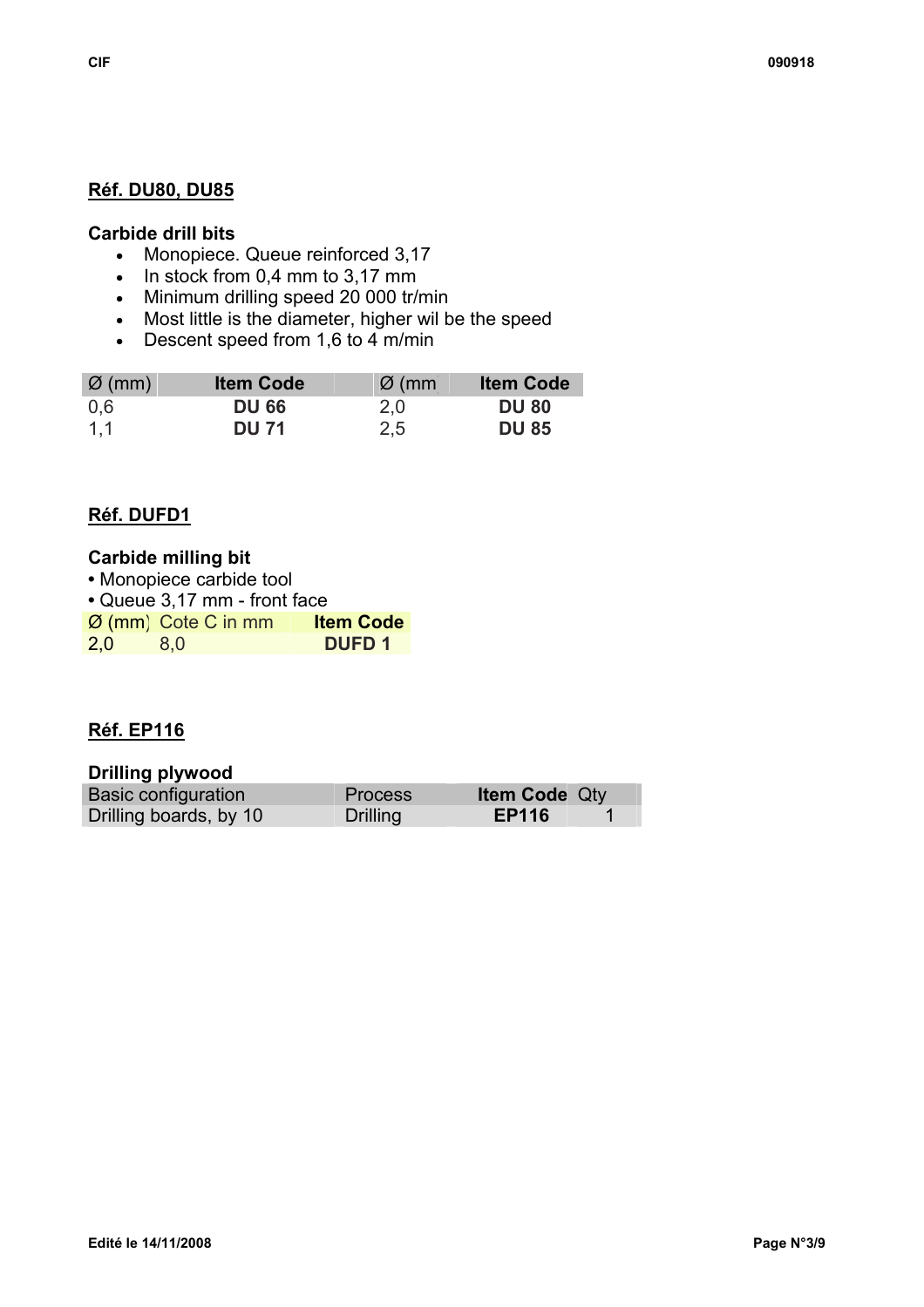## Réf. DU80, DU85

**Carbide drill bits**

- Monopiece. Queue reinforced 3,17
- In stock from 0,4 mm to 3,17 mm
- Minimum drilling speed 20 000 tr/min
- Most little is the diameter, higher wil be the speed
- Descent speed from 1,6 to 4 m/min

| Ø (mm) | Item Code | Ø (mm | Item Code |
|---|---|---|---|
| 0,6 | **DU 66** | 2,0 | **DU 80** |
| 1,1 | **DU 71** | 2,5 | **DU 85** |

## Réf. DUFD1

**Carbide milling bit**

- Monopiece carbide tool
- Queue 3,17 mm - front face

| Ø (mm) | Cote C in mm | Item Code |
|---|---|---|
| 2,0 | 8,0 | **DUFD 1** |

## Réf. EP116

**Drilling plywood**

| Basic configuration | Process | Item Code | Qty |
|---|---|---|---|
| Drilling boards, by 10 | Drilling | **EP116** | 1 |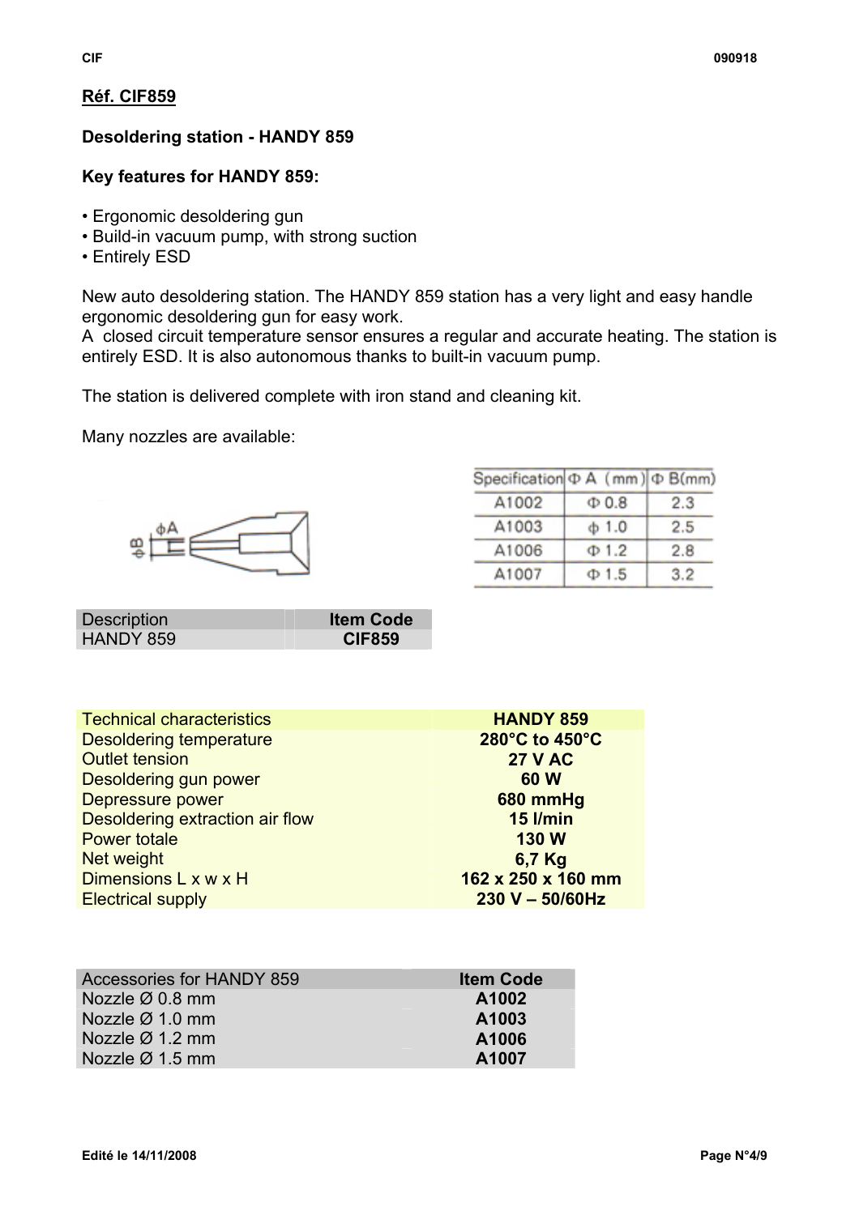**Réf. CIF859**

**Desoldering station - HANDY 859**

**Key features for HANDY 859:**

- Ergonomic desoldering gun
- Build-in vacuum pump, with strong suction
- Entirely ESD

New auto desoldering station. The HANDY 859 station has a very light and easy handle ergonomic desoldering gun for easy work.
A closed circuit temperature sensor ensures a regular and accurate heating. The station is entirely ESD. It is also autonomous thanks to built-in vacuum pump.

The station is delivered complete with iron stand and cleaning kit.

Many nozzles are available:

| Specification | Φ A (mm) | Φ B(mm) |
|---|---|---|
| A1002 | Φ 0.8 | 2.3 |
| A1003 | ϕ 1.0 | 2.5 |
| A1006 | Φ 1.2 | 2.8 |
| A1007 | Φ 1.5 | 3.2 |

| Description | Item Code |
|---|---|
| HANDY 859 | **CIF859** |

| Technical characteristics | HANDY 859 |
|---|---|
| Desoldering temperature | **280°C to 450°C** |
| Outlet tension | **27 V AC** |
| Desoldering gun power | **60 W** |
| Depressure power | **680 mmHg** |
| Desoldering extraction air flow | **15 l/min** |
| Power totale | **130 W** |
| Net weight | **6,7 Kg** |
| Dimensions L x w x H | **162 x 250 x 160 mm** |
| Electrical supply | **230 V – 50/60Hz** |

| Accessories for HANDY 859 | Item Code |
|---|---|
| Nozzle Ø 0.8 mm | **A1002** |
| Nozzle Ø 1.0 mm | **A1003** |
| Nozzle Ø 1.2 mm | **A1006** |
| Nozzle Ø 1.5 mm | **A1007** |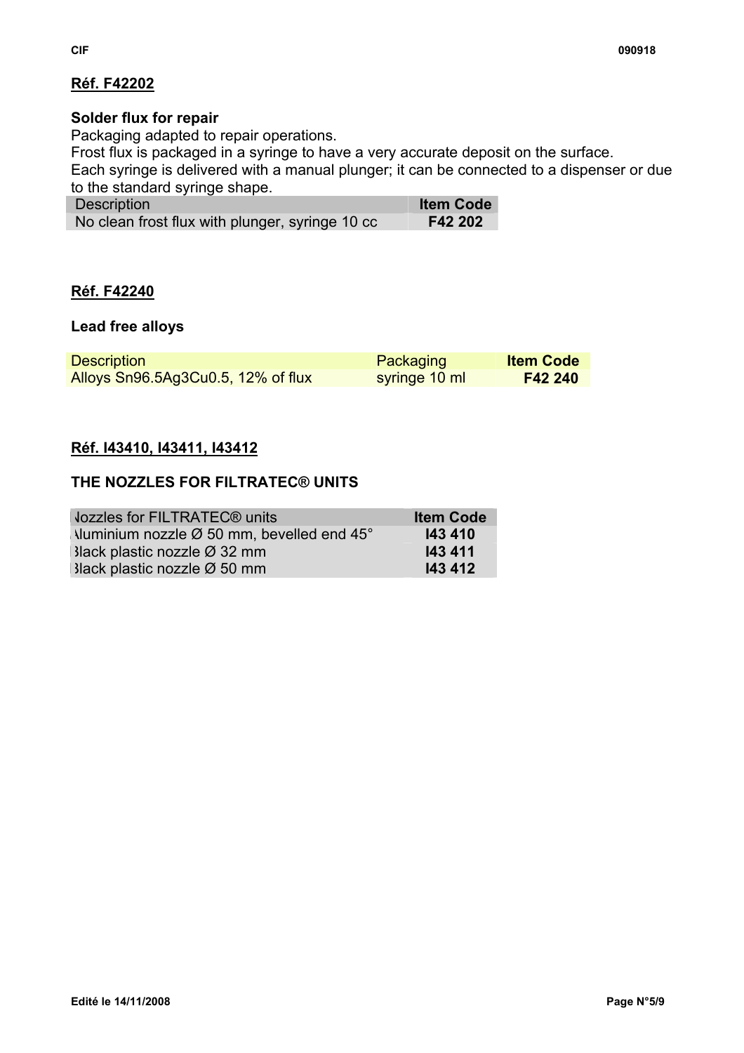## Réf. F42202

**Solder flux for repair**

Packaging adapted to repair operations.
Frost flux is packaged in a syringe to have a very accurate deposit on the surface.
Each syringe is delivered with a manual plunger; it can be connected to a dispenser or due to the standard syringe shape.

| Description | Item Code |
|---|---|
| No clean frost flux with plunger, syringe 10 cc | **F42 202** |

## Réf. F42240

**Lead free alloys**

| Description | Packaging | Item Code |
|---|---|---|
| Alloys Sn96.5Ag3Cu0.5, 12% of flux | syringe 10 ml | **F42 240** |

## Réf. I43410, I43411, I43412

**THE NOZZLES FOR FILTRATEC® UNITS**

| Nozzles for FILTRATEC® units | Item Code |
|---|---|
| Aluminium nozzle Ø 50 mm, bevelled end 45° | **I43 410** |
| Black plastic nozzle Ø 32 mm | **I43 411** |
| Black plastic nozzle Ø 50 mm | **I43 412** |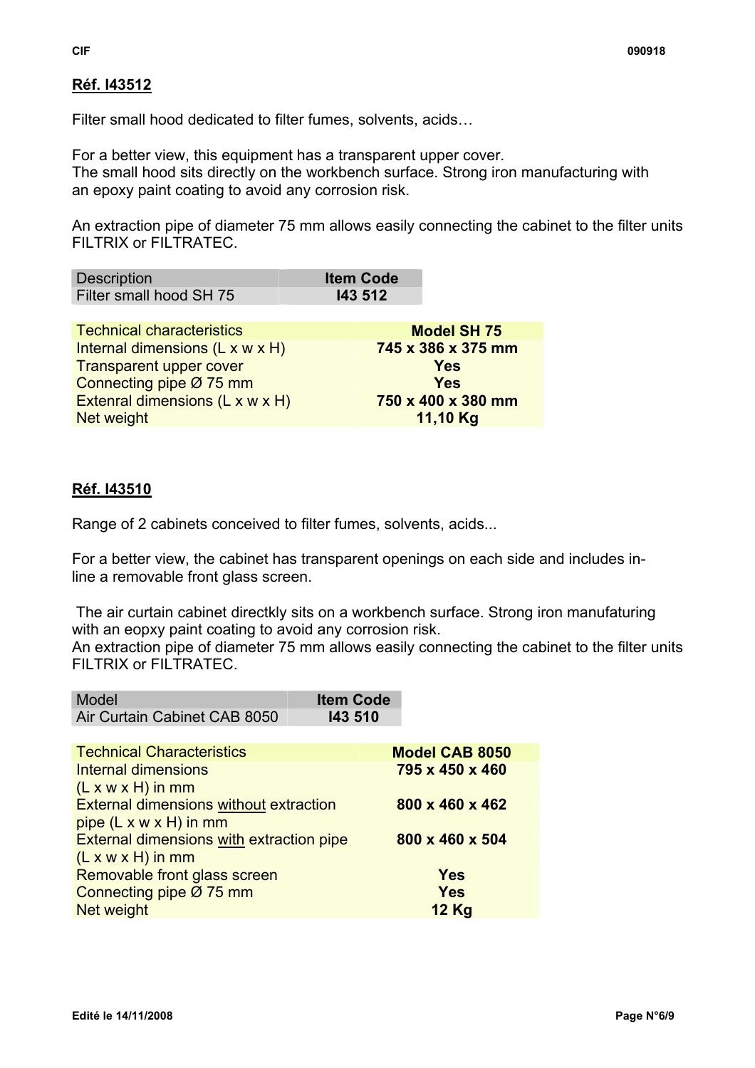**Réf. I43512**

Filter small hood dedicated to filter fumes, solvents, acids…

For a better view, this equipment has a transparent upper cover.
The small hood sits directly on the workbench surface. Strong iron manufacturing with an epoxy paint coating to avoid any corrosion risk.

An extraction pipe of diameter 75 mm allows easily connecting the cabinet to the filter units FILTRIX or FILTRATEC.

| Description | **Item Code** |
|---|---|
| Filter small hood SH 75 | **I43 512** |

| Technical characteristics | **Model SH 75** |
|---|---|
| Internal dimensions (L x w x H) | **745 x 386 x 375 mm** |
| Transparent upper cover | **Yes** |
| Connecting pipe Ø 75 mm | **Yes** |
| Extenral dimensions (L x w x H) | **750 x 400 x 380 mm** |
| Net weight | **11,10 Kg** |

**Réf. I43510**

Range of 2 cabinets conceived to filter fumes, solvents, acids...

For a better view, the cabinet has transparent openings on each side and includes in-line a removable front glass screen.

The air curtain cabinet directkly sits on a workbench surface. Strong iron manufaturing with an eopxy paint coating to avoid any corrosion risk.
An extraction pipe of diameter 75 mm allows easily connecting the cabinet to the filter units FILTRIX or FILTRATEC.

| Model | **Item Code** |
|---|---|
| Air Curtain Cabinet CAB 8050 | **I43 510** |

| Technical Characteristics | **Model CAB 8050** |
|---|---|
| Internal dimensions (L x w x H) in mm | **795 x 450 x 460** |
| External dimensions without extraction pipe (L x w x H) in mm | **800 x 460 x 462** |
| External dimensions with extraction pipe (L x w x H) in mm | **800 x 460 x 504** |
| Removable front glass screen | **Yes** |
| Connecting pipe Ø 75 mm | **Yes** |
| Net weight | **12 Kg** |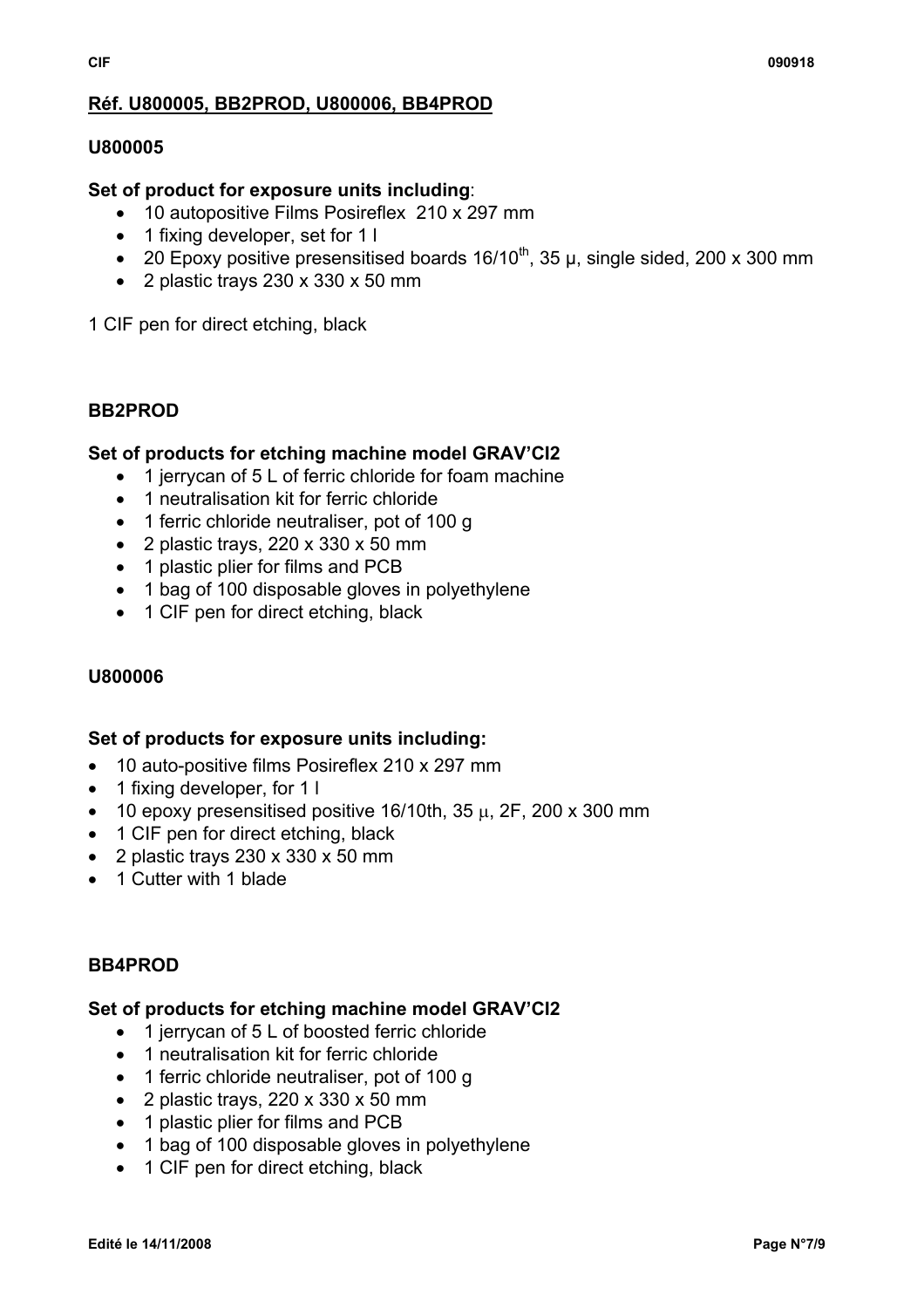**<u>Réf. U800005, BB2PROD, U800006, BB4PROD</u>**

**U800005**

**Set of product for exposure units including**:

- 10 autopositive Films Posireflex 210 x 297 mm
- 1 fixing developer, set for 1 l
- 20 Epoxy positive presensitised boards 16/10$^{th}$, 35 µ, single sided, 200 x 300 mm
- 2 plastic trays 230 x 330 x 50 mm

1 CIF pen for direct etching, black

**BB2PROD**

**Set of products for etching machine model GRAV'CI2**

- 1 jerrycan of 5 L of ferric chloride for foam machine
- 1 neutralisation kit for ferric chloride
- 1 ferric chloride neutraliser, pot of 100 g
- 2 plastic trays, 220 x 330 x 50 mm
- 1 plastic plier for films and PCB
- 1 bag of 100 disposable gloves in polyethylene
- 1 CIF pen for direct etching, black

**U800006**

**Set of products for exposure units including:**

- 10 auto-positive films Posireflex 210 x 297 mm
- 1 fixing developer, for 1 l
- 10 epoxy presensitised positive 16/10th, 35 µ, 2F, 200 x 300 mm
- 1 CIF pen for direct etching, black
- 2 plastic trays 230 x 330 x 50 mm
- 1 Cutter with 1 blade

**BB4PROD**

**Set of products for etching machine model GRAV'CI2**

- 1 jerrycan of 5 L of boosted ferric chloride
- 1 neutralisation kit for ferric chloride
- 1 ferric chloride neutraliser, pot of 100 g
- 2 plastic trays, 220 x 330 x 50 mm
- 1 plastic plier for films and PCB
- 1 bag of 100 disposable gloves in polyethylene
- 1 CIF pen for direct etching, black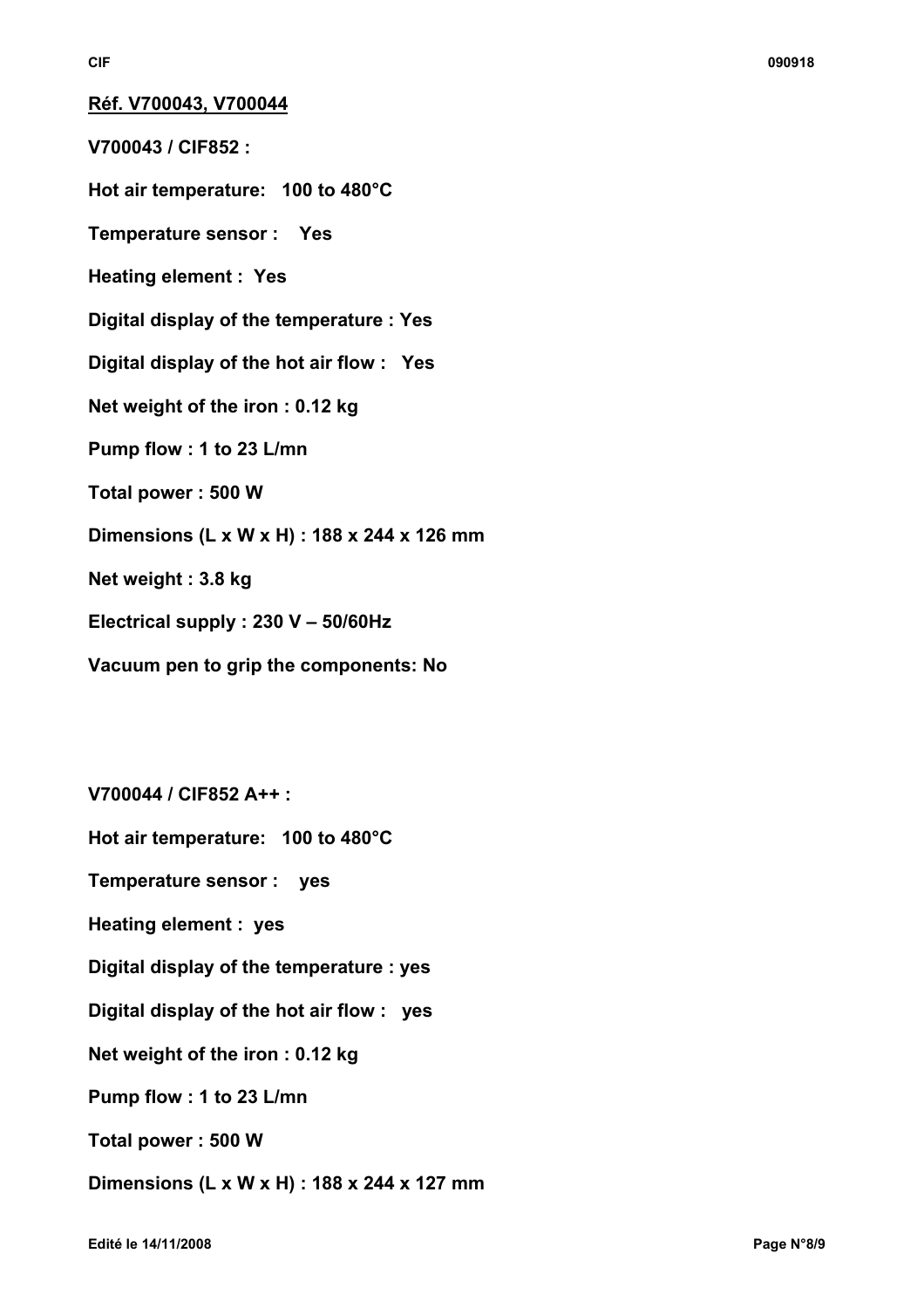**Réf. V700043, V700044**

**V700043 / CIF852 :**

**Hot air temperature: 100 to 480°C**

**Temperature sensor : Yes**

**Heating element : Yes**

**Digital display of the temperature : Yes**

**Digital display of the hot air flow : Yes**

**Net weight of the iron : 0.12 kg**

**Pump flow : 1 to 23 L/mn**

**Total power : 500 W**

**Dimensions (L x W x H) : 188 x 244 x 126 mm**

**Net weight : 3.8 kg**

**Electrical supply : 230 V – 50/60Hz**

**Vacuum pen to grip the components: No**

**V700044 / CIF852 A++ :**

**Hot air temperature: 100 to 480°C**

**Temperature sensor : yes**

**Heating element : yes**

**Digital display of the temperature : yes**

**Digital display of the hot air flow : yes**

**Net weight of the iron : 0.12 kg**

**Pump flow : 1 to 23 L/mn**

**Total power : 500 W**

**Dimensions (L x W x H) : 188 x 244 x 127 mm**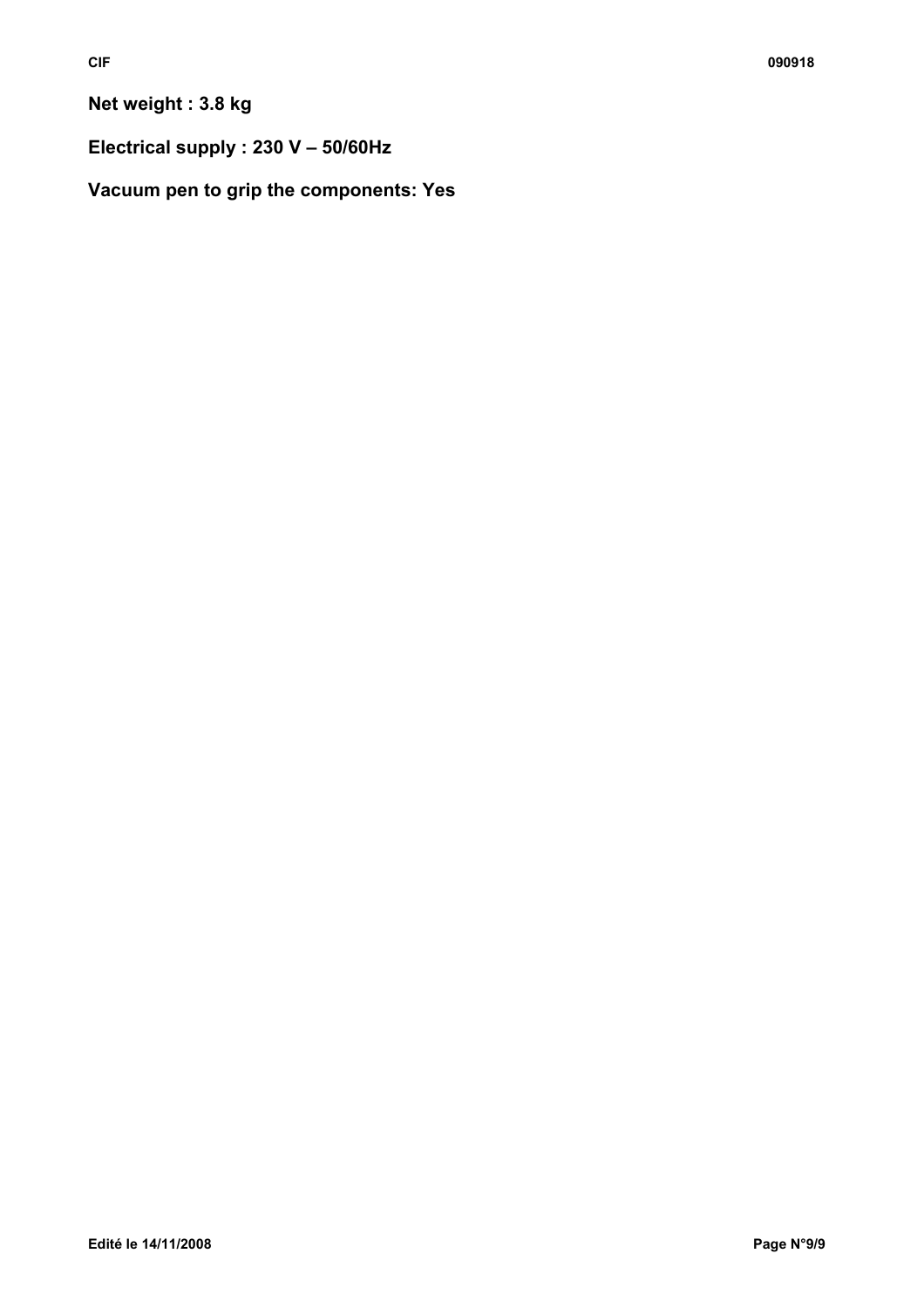**Net weight : 3.8 kg**

**Electrical supply : 230 V – 50/60Hz**

**Vacuum pen to grip the components: Yes**